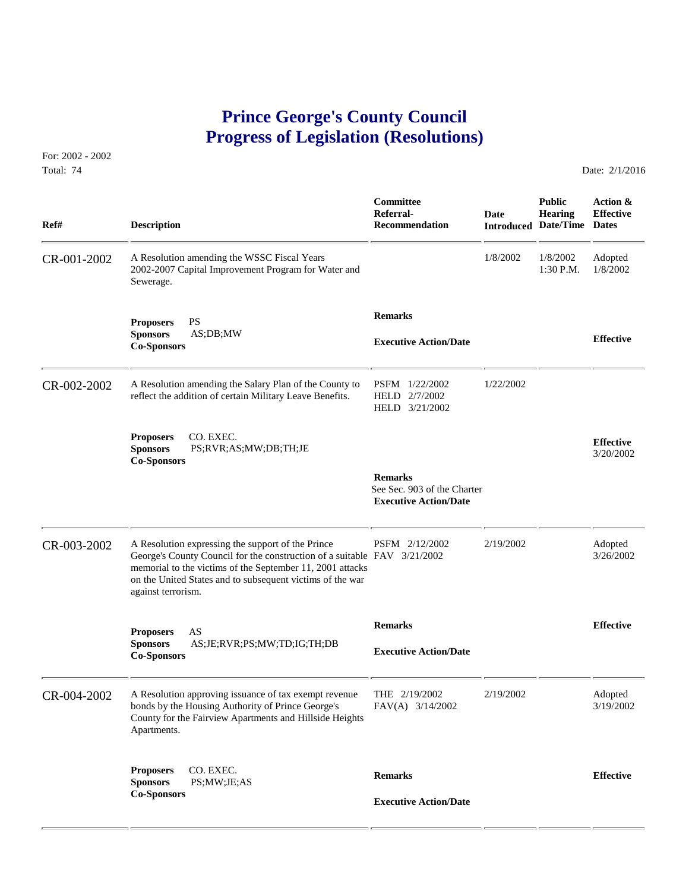# Prince George's County Council
# Progress of Legislation (Resolutions)

For: 2002 - 2002
Total: 74

Date: 2/1/2016

| Ref# | Description | Committee Referral-Recommendation | Date Introduced | Public Hearing Date/Time | Action & Effective Dates |
|---|---|---|---|---|---|
| CR-001-2002 | A Resolution amending the WSSC Fiscal Years 2002-2007 Capital Improvement Program for Water and Sewerage. | | 1/8/2002 | 1/8/2002 1:30 P.M. | Adopted 1/8/2002 |
| | **Proposers** PS<br>**Sponsors** AS;DB;MW<br>**Co-Sponsors** | **Remarks**<br>**Executive Action/Date** | | | **Effective** |
| CR-002-2002 | A Resolution amending the Salary Plan of the County to reflect the addition of certain Military Leave Benefits. | PSFM 1/22/2002<br>HELD 2/7/2002<br>HELD 3/21/2002 | 1/22/2002 | | |
| | **Proposers** CO. EXEC.<br>**Sponsors** PS;RVR;AS;MW;DB;TH;JE<br>**Co-Sponsors** | **Remarks**<br>See Sec. 903 of the Charter<br>**Executive Action/Date** | | | **Effective** 3/20/2002 |
| CR-003-2002 | A Resolution expressing the support of the Prince George's County Council for the construction of a suitable memorial to the victims of the September 11, 2001 attacks on the United States and to subsequent victims of the war against terrorism. | PSFM 2/12/2002<br>FAV 3/21/2002 | 2/19/2002 | | Adopted 3/26/2002 |
| | **Proposers** AS<br>**Sponsors** AS;JE;RVR;PS;MW;TD;IG;TH;DB<br>**Co-Sponsors** | **Remarks**<br>**Executive Action/Date** | | | **Effective** |
| CR-004-2002 | A Resolution approving issuance of tax exempt revenue bonds by the Housing Authority of Prince George's County for the Fairview Apartments and Hillside Heights Apartments. | THE 2/19/2002<br>FAV(A) 3/14/2002 | 2/19/2002 | | Adopted 3/19/2002 |
| | **Proposers** CO. EXEC.<br>**Sponsors** PS;MW;JE;AS<br>**Co-Sponsors** | **Remarks**<br>**Executive Action/Date** | | | **Effective** |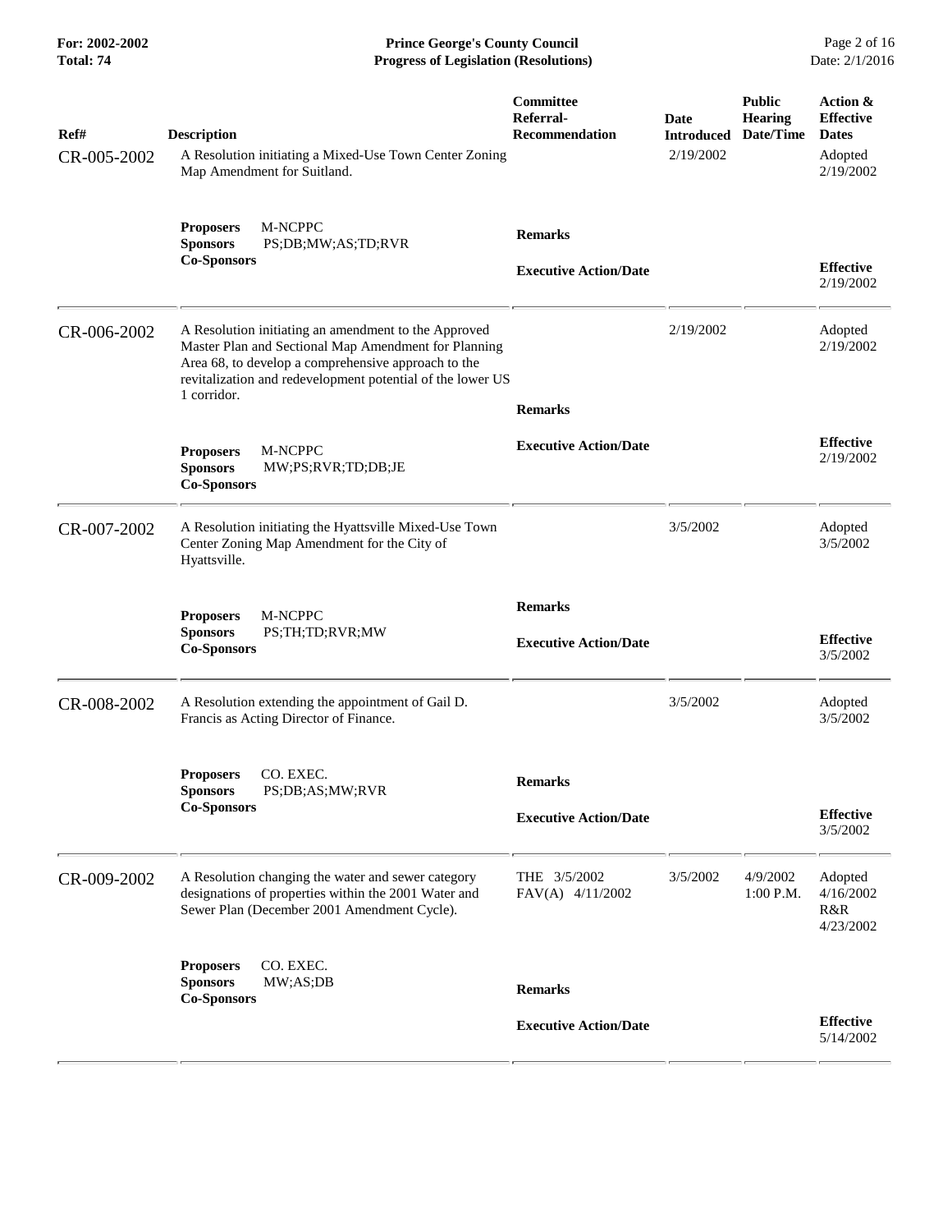| Ref# | Description | Committee Referral-Recommendation | Date Introduced | Public Hearing Date/Time | Action & Effective Dates |
| --- | --- | --- | --- | --- | --- |
| CR-005-2002 | A Resolution initiating a Mixed-Use Town Center Zoning Map Amendment for Suitland. | | 2/19/2002 | | Adopted 2/19/2002 |
| | **Proposers** M-NCPPC **Sponsors** PS;DB;MW;AS;TD;RVR **Co-Sponsors** | **Remarks** **Executive Action/Date** | | | **Effective** 2/19/2002 |
| CR-006-2002 | A Resolution initiating an amendment to the Approved Master Plan and Sectional Map Amendment for Planning Area 68, to develop a comprehensive approach to the revitalization and redevelopment potential of the lower US 1 corridor. | | 2/19/2002 | | Adopted 2/19/2002 |
| | **Proposers** M-NCPPC **Sponsors** MW;PS;RVR;TD;DB;JE **Co-Sponsors** | **Remarks** **Executive Action/Date** | | | **Effective** 2/19/2002 |
| CR-007-2002 | A Resolution initiating the Hyattsville Mixed-Use Town Center Zoning Map Amendment for the City of Hyattsville. | | 3/5/2002 | | Adopted 3/5/2002 |
| | **Proposers** M-NCPPC **Sponsors** PS;TH;TD;RVR;MW **Co-Sponsors** | **Remarks** **Executive Action/Date** | | | **Effective** 3/5/2002 |
| CR-008-2002 | A Resolution extending the appointment of Gail D. Francis as Acting Director of Finance. | | 3/5/2002 | | Adopted 3/5/2002 |
| | **Proposers** CO. EXEC. **Sponsors** PS;DB;AS;MW;RVR **Co-Sponsors** | **Remarks** **Executive Action/Date** | | | **Effective** 3/5/2002 |
| CR-009-2002 | A Resolution changing the water and sewer category designations of properties within the 2001 Water and Sewer Plan (December 2001 Amendment Cycle). | THE 3/5/2002 FAV(A) 4/11/2002 | 3/5/2002 | 4/9/2002 1:00 P.M. | Adopted 4/16/2002 R&R 4/23/2002 |
| | **Proposers** CO. EXEC. **Sponsors** MW;AS;DB **Co-Sponsors** | **Remarks** **Executive Action/Date** | | | **Effective** 5/14/2002 |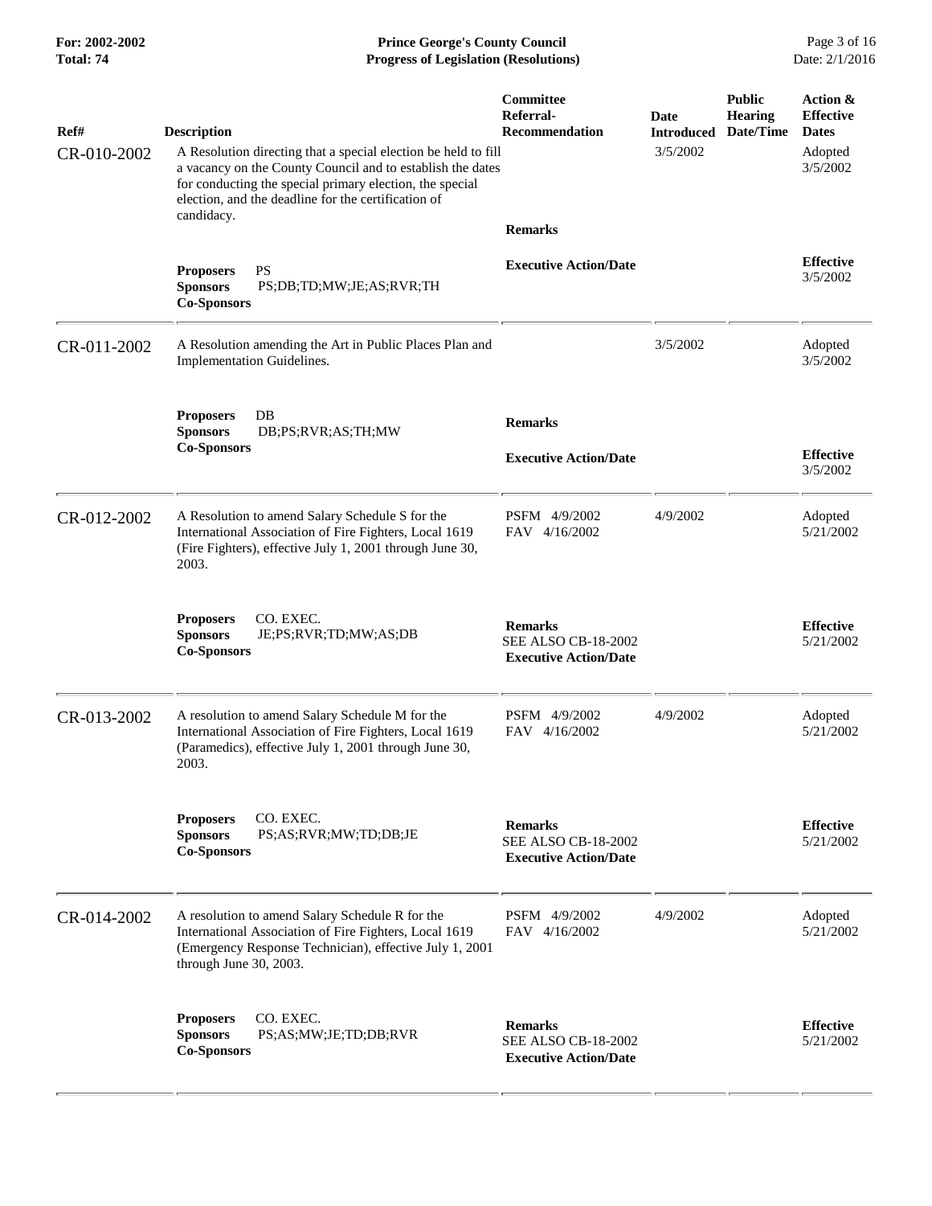| Ref# | Description | Committee Referral-Recommendation | Date Introduced | Public Hearing Date/Time | Action & Effective Dates |
|---|---|---|---|---|---|
| CR-010-2002 | A Resolution directing that a special election be held to fill a vacancy on the County Council and to establish the dates for conducting the special primary election, the special election, and the deadline for the certification of candidacy.<br><br>**Proposers** PS<br>**Sponsors** PS;DB;TD;MW;JE;AS;RVR;TH<br>**Co-Sponsors** | **Remarks**<br><br>**Executive Action/Date** | 3/5/2002 | | Adopted 3/5/2002<br><br>**Effective** 3/5/2002 |
| CR-011-2002 | A Resolution amending the Art in Public Places Plan and Implementation Guidelines.<br><br>**Proposers** DB<br>**Sponsors** DB;PS;RVR;AS;TH;MW<br>**Co-Sponsors** | **Remarks**<br><br>**Executive Action/Date** | 3/5/2002 | | Adopted 3/5/2002<br><br>**Effective** 3/5/2002 |
| CR-012-2002 | A Resolution to amend Salary Schedule S for the International Association of Fire Fighters, Local 1619 (Fire Fighters), effective July 1, 2001 through June 30, 2003.<br><br>**Proposers** CO. EXEC.<br>**Sponsors** JE;PS;RVR;TD;MW;AS;DB<br>**Co-Sponsors** | PSFM 4/9/2002<br>FAV 4/16/2002<br><br>**Remarks**<br>SEE ALSO CB-18-2002<br>**Executive Action/Date** | 4/9/2002 | | Adopted 5/21/2002<br><br>**Effective** 5/21/2002 |
| CR-013-2002 | A resolution to amend Salary Schedule M for the International Association of Fire Fighters, Local 1619 (Paramedics), effective July 1, 2001 through June 30, 2003.<br><br>**Proposers** CO. EXEC.<br>**Sponsors** PS;AS;RVR;MW;TD;DB;JE<br>**Co-Sponsors** | PSFM 4/9/2002<br>FAV 4/16/2002<br><br>**Remarks**<br>SEE ALSO CB-18-2002<br>**Executive Action/Date** | 4/9/2002 | | Adopted 5/21/2002<br><br>**Effective** 5/21/2002 |
| CR-014-2002 | A resolution to amend Salary Schedule R for the International Association of Fire Fighters, Local 1619 (Emergency Response Technician), effective July 1, 2001 through June 30, 2003.<br><br>**Proposers** CO. EXEC.<br>**Sponsors** PS;AS;MW;JE;TD;DB;RVR<br>**Co-Sponsors** | PSFM 4/9/2002<br>FAV 4/16/2002<br><br>**Remarks**<br>SEE ALSO CB-18-2002<br>**Executive Action/Date** | 4/9/2002 | | Adopted 5/21/2002<br><br>**Effective** 5/21/2002 |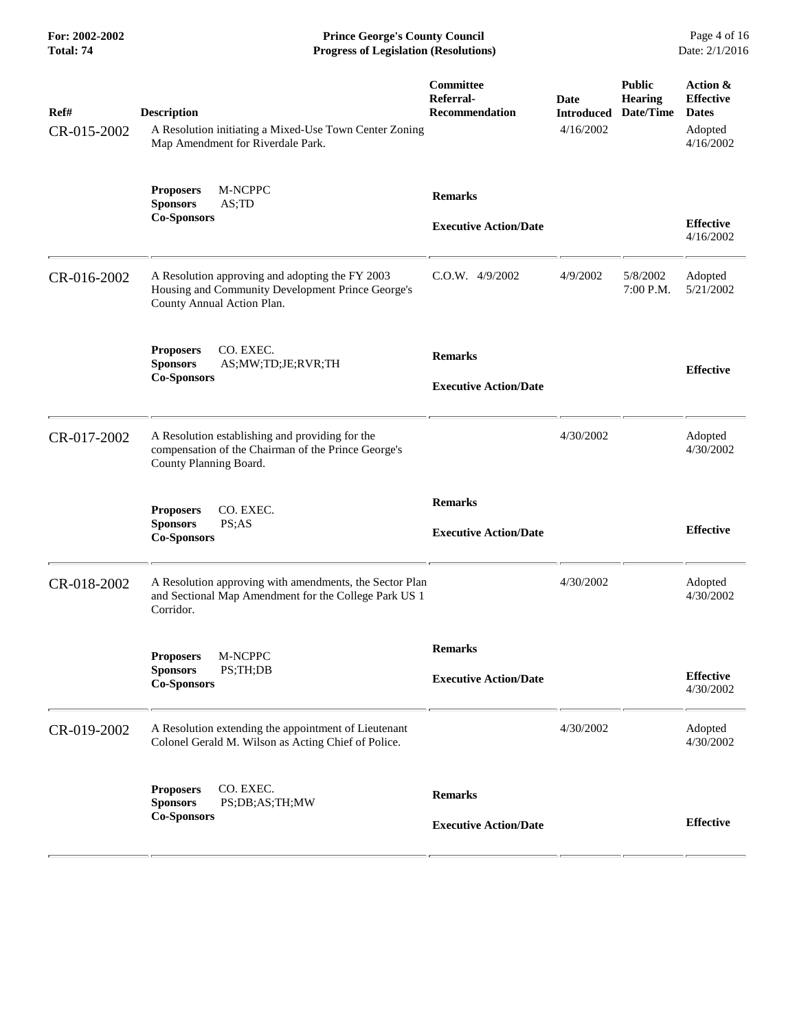| Ref# | Description | Committee Referral-Recommendation | Date Introduced | Public Hearing Date/Time | Action & Effective Dates |
|---|---|---|---|---|---|
| CR-015-2002 | A Resolution initiating a Mixed-Use Town Center Zoning Map Amendment for Riverdale Park. | | 4/16/2002 | | Adopted 4/16/2002 |
| | **Proposers** M-NCPPC<br>**Sponsors** AS;TD<br>**Co-Sponsors** | **Remarks**<br><br>**Executive Action/Date** | | | **Effective** 4/16/2002 |
| CR-016-2002 | A Resolution approving and adopting the FY 2003 Housing and Community Development Prince George's County Annual Action Plan. | C.O.W. 4/9/2002 | 4/9/2002 | 5/8/2002 7:00 P.M. | Adopted 5/21/2002 |
| | **Proposers** CO. EXEC.<br>**Sponsors** AS;MW;TD;JE;RVR;TH<br>**Co-Sponsors** | **Remarks**<br><br>**Executive Action/Date** | | | **Effective** |
| CR-017-2002 | A Resolution establishing and providing for the compensation of the Chairman of the Prince George's County Planning Board. | | 4/30/2002 | | Adopted 4/30/2002 |
| | **Proposers** CO. EXEC.<br>**Sponsors** PS;AS<br>**Co-Sponsors** | **Remarks**<br><br>**Executive Action/Date** | | | **Effective** |
| CR-018-2002 | A Resolution approving with amendments, the Sector Plan and Sectional Map Amendment for the College Park US 1 Corridor. | | 4/30/2002 | | Adopted 4/30/2002 |
| | **Proposers** M-NCPPC<br>**Sponsors** PS;TH;DB<br>**Co-Sponsors** | **Remarks**<br><br>**Executive Action/Date** | | | **Effective** 4/30/2002 |
| CR-019-2002 | A Resolution extending the appointment of Lieutenant Colonel Gerald M. Wilson as Acting Chief of Police. | | 4/30/2002 | | Adopted 4/30/2002 |
| | **Proposers** CO. EXEC.<br>**Sponsors** PS;DB;AS;TH;MW<br>**Co-Sponsors** | **Remarks**<br><br>**Executive Action/Date** | | | **Effective** |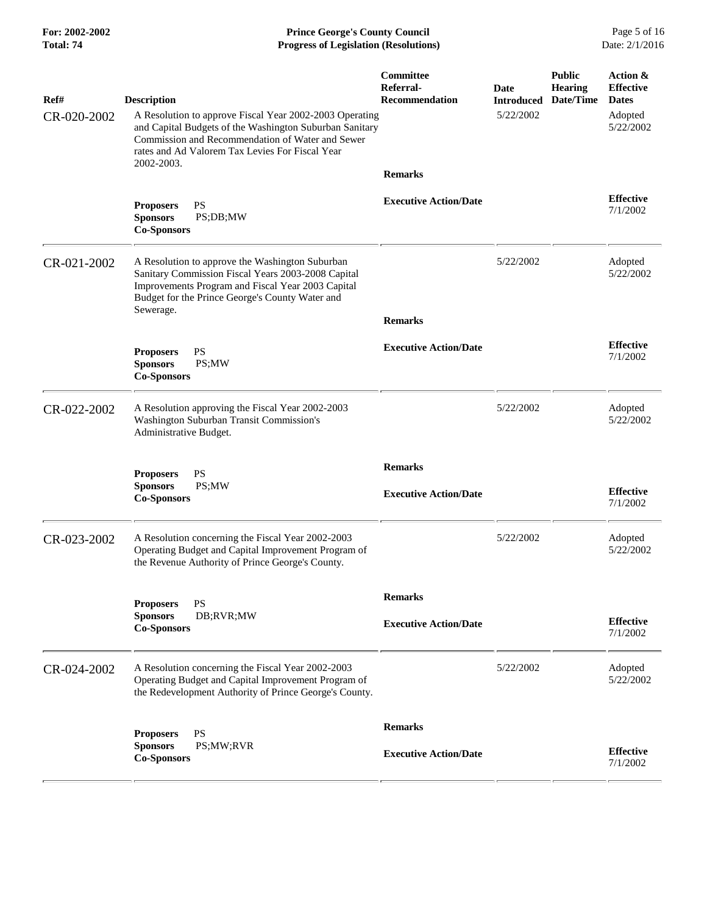| Ref# | Description | Committee Referral-Recommendation | Date Introduced | Public Hearing Date/Time | Action & Effective Dates |
|---|---|---|---|---|---|
| CR-020-2002 | A Resolution to approve Fiscal Year 2002-2003 Operating and Capital Budgets of the Washington Suburban Sanitary Commission and Recommendation of Water and Sewer rates and Ad Valorem Tax Levies For Fiscal Year 2002-2003. | | 5/22/2002 | | Adopted 5/22/2002 |
| | | **Remarks** | | | |
| | **Proposers** PS<br>**Sponsors** PS;DB;MW<br>**Co-Sponsors** | **Executive Action/Date** | | | **Effective** 7/1/2002 |
| CR-021-2002 | A Resolution to approve the Washington Suburban Sanitary Commission Fiscal Years 2003-2008 Capital Improvements Program and Fiscal Year 2003 Capital Budget for the Prince George's County Water and Sewerage. | | 5/22/2002 | | Adopted 5/22/2002 |
| | | **Remarks** | | | |
| | **Proposers** PS<br>**Sponsors** PS;MW<br>**Co-Sponsors** | **Executive Action/Date** | | | **Effective** 7/1/2002 |
| CR-022-2002 | A Resolution approving the Fiscal Year 2002-2003 Washington Suburban Transit Commission's Administrative Budget. | | 5/22/2002 | | Adopted 5/22/2002 |
| | | **Remarks** | | | |
| | **Proposers** PS<br>**Sponsors** PS;MW<br>**Co-Sponsors** | **Executive Action/Date** | | | **Effective** 7/1/2002 |
| CR-023-2002 | A Resolution concerning the Fiscal Year 2002-2003 Operating Budget and Capital Improvement Program of the Revenue Authority of Prince George's County. | | 5/22/2002 | | Adopted 5/22/2002 |
| | | **Remarks** | | | |
| | **Proposers** PS<br>**Sponsors** DB;RVR;MW<br>**Co-Sponsors** | **Executive Action/Date** | | | **Effective** 7/1/2002 |
| CR-024-2002 | A Resolution concerning the Fiscal Year 2002-2003 Operating Budget and Capital Improvement Program of the Redevelopment Authority of Prince George's County. | | 5/22/2002 | | Adopted 5/22/2002 |
| | | **Remarks** | | | |
| | **Proposers** PS<br>**Sponsors** PS;MW;RVR<br>**Co-Sponsors** | **Executive Action/Date** | | | **Effective** 7/1/2002 |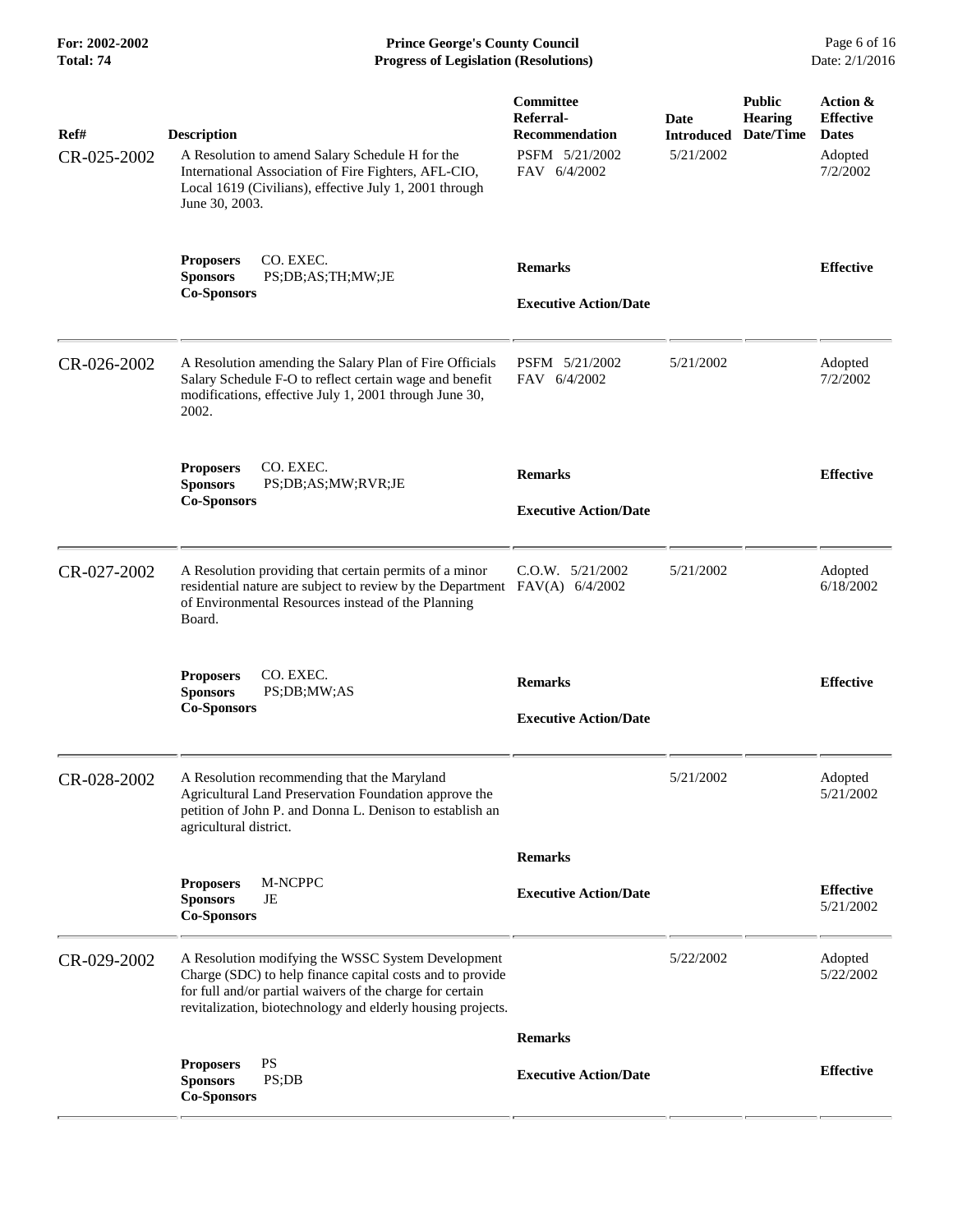| Ref# | Description | Committee Referral-Recommendation | Date Introduced | Public Hearing Date/Time | Action & Effective Dates |
|---|---|---|---|---|---|
| CR-025-2002 | A Resolution to amend Salary Schedule H for the International Association of Fire Fighters, AFL-CIO, Local 1619 (Civilians), effective July 1, 2001 through June 30, 2003. | PSFM 5/21/2002<br>FAV 6/4/2002 | 5/21/2002 | | Adopted 7/2/2002 |
| | **Proposers** CO. EXEC.<br>**Sponsors** PS;DB;AS;TH;MW;JE<br>**Co-Sponsors** | **Remarks**<br><br>**Executive Action/Date** | | | **Effective** |
| CR-026-2002 | A Resolution amending the Salary Plan of Fire Officials Salary Schedule F-O to reflect certain wage and benefit modifications, effective July 1, 2001 through June 30, 2002. | PSFM 5/21/2002<br>FAV 6/4/2002 | 5/21/2002 | | Adopted 7/2/2002 |
| | **Proposers** CO. EXEC.<br>**Sponsors** PS;DB;AS;MW;RVR;JE<br>**Co-Sponsors** | **Remarks**<br><br>**Executive Action/Date** | | | **Effective** |
| CR-027-2002 | A Resolution providing that certain permits of a minor residential nature are subject to review by the Department of Environmental Resources instead of the Planning Board. | C.O.W. 5/21/2002<br>FAV(A) 6/4/2002 | 5/21/2002 | | Adopted 6/18/2002 |
| | **Proposers** CO. EXEC.<br>**Sponsors** PS;DB;MW;AS<br>**Co-Sponsors** | **Remarks**<br><br>**Executive Action/Date** | | | **Effective** |
| CR-028-2002 | A Resolution recommending that the Maryland Agricultural Land Preservation Foundation approve the petition of John P. and Donna L. Denison to establish an agricultural district. | | 5/21/2002 | | Adopted 5/21/2002 |
| | **Proposers** M-NCPPC<br>**Sponsors** JE<br>**Co-Sponsors** | **Remarks**<br><br>**Executive Action/Date** | | | **Effective** 5/21/2002 |
| CR-029-2002 | A Resolution modifying the WSSC System Development Charge (SDC) to help finance capital costs and to provide for full and/or partial waivers of the charge for certain revitalization, biotechnology and elderly housing projects. | | 5/22/2002 | | Adopted 5/22/2002 |
| | **Proposers** PS<br>**Sponsors** PS;DB<br>**Co-Sponsors** | **Remarks**<br><br>**Executive Action/Date** | | | **Effective** |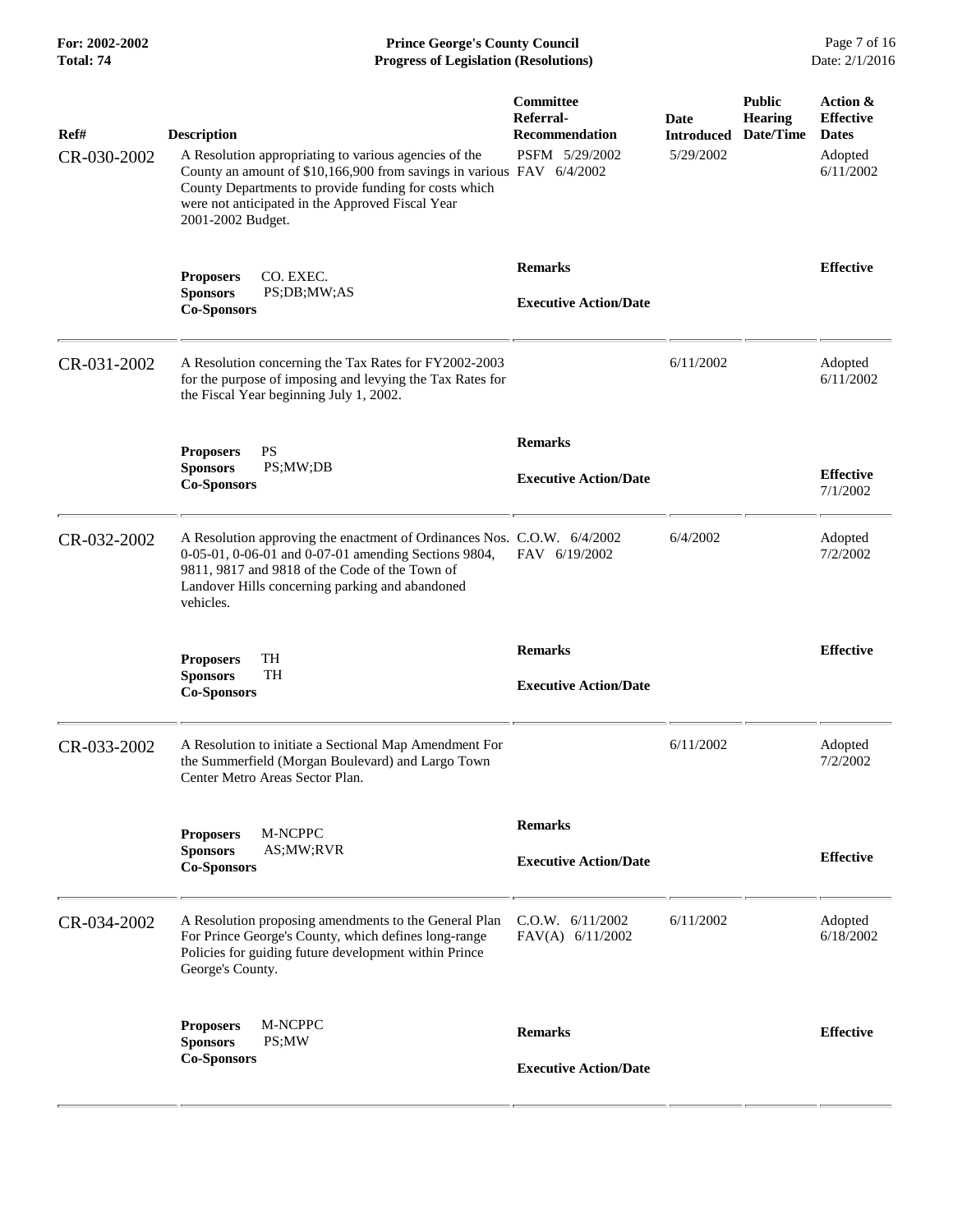| Ref# | Description | Committee Referral-Recommendation | Date Introduced | Public Hearing Date/Time | Action & Effective Dates |
|---|---|---|---|---|---|
| CR-030-2002 | A Resolution appropriating to various agencies of the County an amount of $10,166,900 from savings in various County Departments to provide funding for costs which were not anticipated in the Approved Fiscal Year 2001-2002 Budget. | PSFM 5/29/2002<br>FAV 6/4/2002 | 5/29/2002 | | Adopted 6/11/2002 |
| | **Proposers** CO. EXEC.<br>**Sponsors** PS;DB;MW;AS<br>**Co-Sponsors** | **Remarks**<br>**Executive Action/Date** | | | **Effective** |
| CR-031-2002 | A Resolution concerning the Tax Rates for FY2002-2003 for the purpose of imposing and levying the Tax Rates for the Fiscal Year beginning July 1, 2002. | | 6/11/2002 | | Adopted 6/11/2002 |
| | **Proposers** PS<br>**Sponsors** PS;MW;DB<br>**Co-Sponsors** | **Remarks**<br>**Executive Action/Date** | | | **Effective** 7/1/2002 |
| CR-032-2002 | A Resolution approving the enactment of Ordinances Nos. 0-05-01, 0-06-01 and 0-07-01 amending Sections 9804, 9811, 9817 and 9818 of the Code of the Town of Landover Hills concerning parking and abandoned vehicles. | C.O.W. 6/4/2002<br>FAV 6/19/2002 | 6/4/2002 | | Adopted 7/2/2002 |
| | **Proposers** TH<br>**Sponsors** TH<br>**Co-Sponsors** | **Remarks**<br>**Executive Action/Date** | | | **Effective** |
| CR-033-2002 | A Resolution to initiate a Sectional Map Amendment For the Summerfield (Morgan Boulevard) and Largo Town Center Metro Areas Sector Plan. | | 6/11/2002 | | Adopted 7/2/2002 |
| | **Proposers** M-NCPPC<br>**Sponsors** AS;MW;RVR<br>**Co-Sponsors** | **Remarks**<br>**Executive Action/Date** | | | **Effective** |
| CR-034-2002 | A Resolution proposing amendments to the General Plan For Prince George's County, which defines long-range Policies for guiding future development within Prince George's County. | C.O.W. 6/11/2002<br>FAV(A) 6/11/2002 | 6/11/2002 | | Adopted 6/18/2002 |
| | **Proposers** M-NCPPC<br>**Sponsors** PS;MW<br>**Co-Sponsors** | **Remarks**<br>**Executive Action/Date** | | | **Effective** |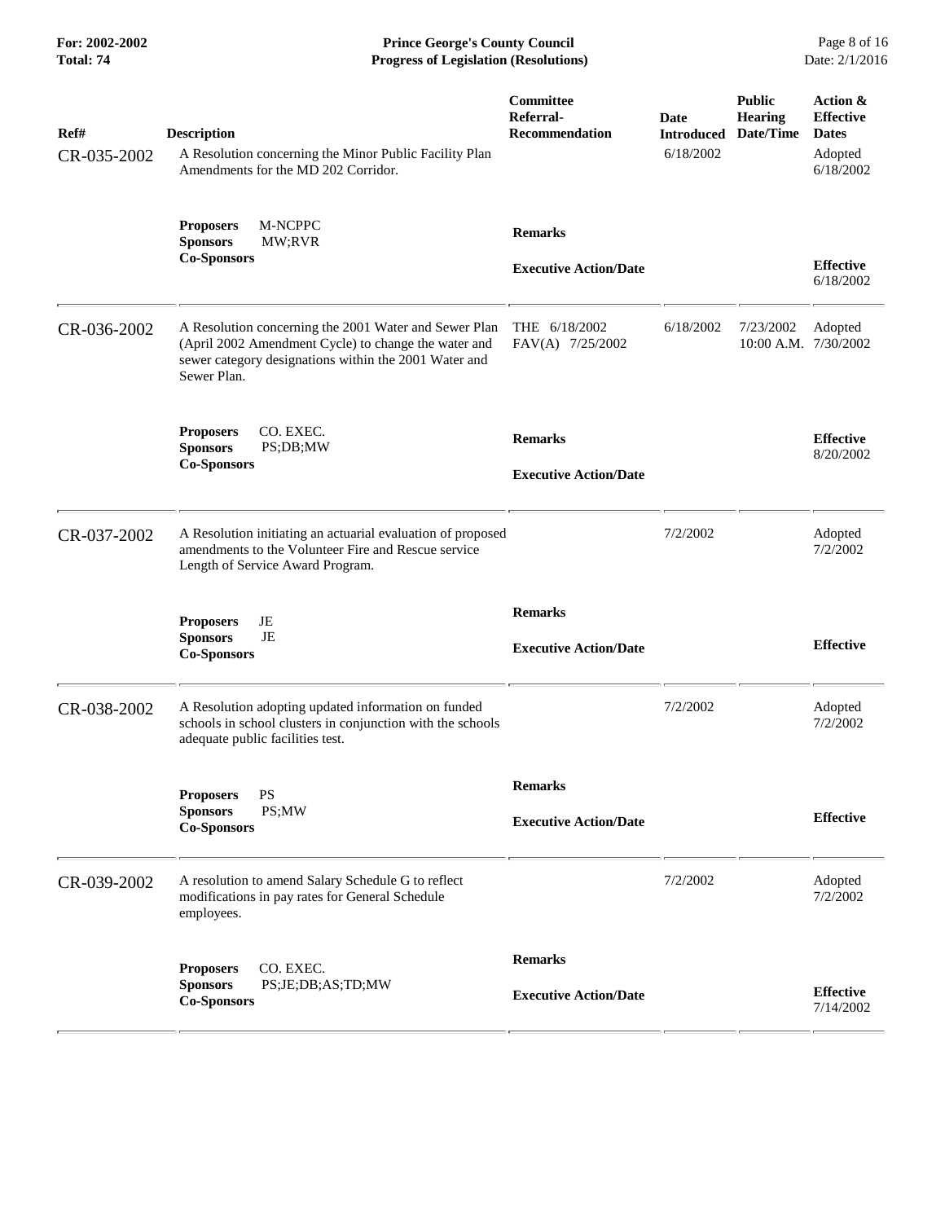| Ref# | Description | Committee Referral-Recommendation | Date Introduced | Public Hearing Date/Time | Action & Effective Dates |
|---|---|---|---|---|---|
| CR-035-2002 | A Resolution concerning the Minor Public Facility Plan Amendments for the MD 202 Corridor. | | 6/18/2002 | | Adopted 6/18/2002 |
| | **Proposers** M-NCPPC **Sponsors** MW;RVR **Co-Sponsors** | **Remarks** **Executive Action/Date** | | | **Effective** 6/18/2002 |
| CR-036-2002 | A Resolution concerning the 2001 Water and Sewer Plan (April 2002 Amendment Cycle) to change the water and sewer category designations within the 2001 Water and Sewer Plan. | THE 6/18/2002 FAV(A) 7/25/2002 | 6/18/2002 | 7/23/2002 10:00 A.M. | Adopted 7/30/2002 |
| | **Proposers** CO. EXEC. **Sponsors** PS;DB;MW **Co-Sponsors** | **Remarks** **Executive Action/Date** | | | **Effective** 8/20/2002 |
| CR-037-2002 | A Resolution initiating an actuarial evaluation of proposed amendments to the Volunteer Fire and Rescue service Length of Service Award Program. | | 7/2/2002 | | Adopted 7/2/2002 |
| | **Proposers** JE **Sponsors** JE **Co-Sponsors** | **Remarks** **Executive Action/Date** | | | **Effective** |
| CR-038-2002 | A Resolution adopting updated information on funded schools in school clusters in conjunction with the schools adequate public facilities test. | | 7/2/2002 | | Adopted 7/2/2002 |
| | **Proposers** PS **Sponsors** PS;MW **Co-Sponsors** | **Remarks** **Executive Action/Date** | | | **Effective** |
| CR-039-2002 | A resolution to amend Salary Schedule G to reflect modifications in pay rates for General Schedule employees. | | 7/2/2002 | | Adopted 7/2/2002 |
| | **Proposers** CO. EXEC. **Sponsors** PS;JE;DB;AS;TD;MW **Co-Sponsors** | **Remarks** **Executive Action/Date** | | | **Effective** 7/14/2002 |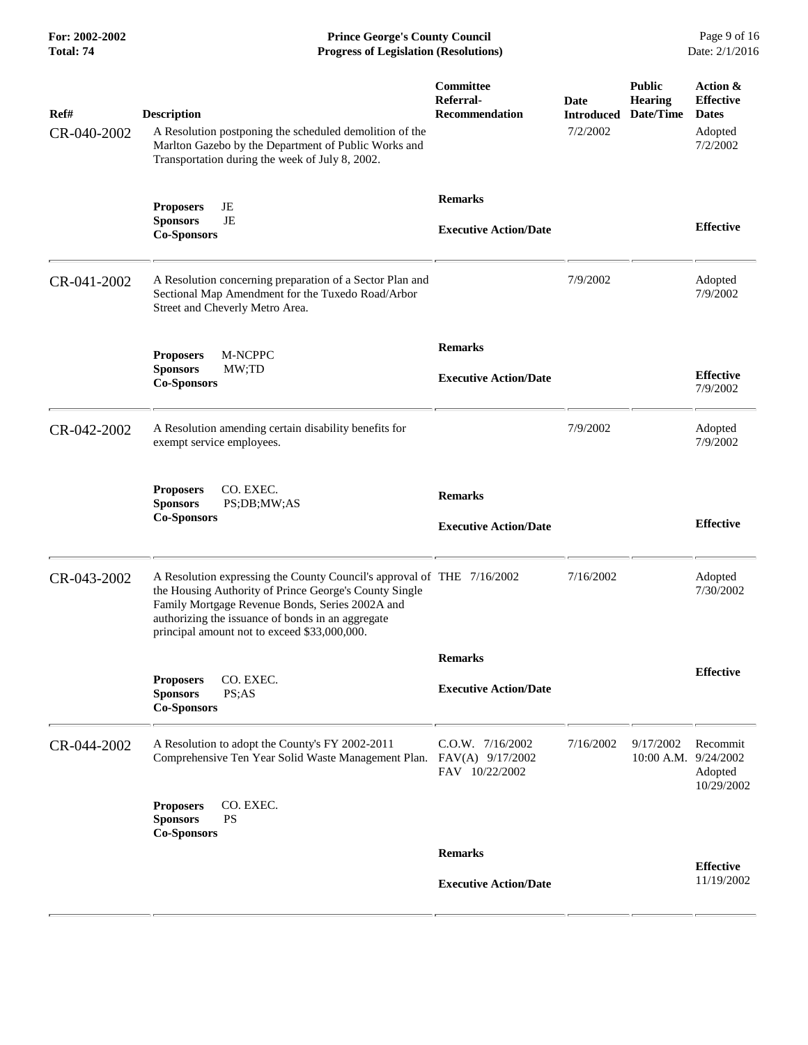| Ref# | Description | Committee Referral-Recommendation | Date Introduced | Public Hearing Date/Time | Action & Effective Dates |
|---|---|---|---|---|---|
| CR-040-2002 | A Resolution postponing the scheduled demolition of the Marlton Gazebo by the Department of Public Works and Transportation during the week of July 8, 2002. | | 7/2/2002 | | Adopted 7/2/2002 |
| | **Proposers** JE<br>**Sponsors** JE<br>**Co-Sponsors** | **Remarks**<br><br>**Executive Action/Date** | | | **Effective** |
| CR-041-2002 | A Resolution concerning preparation of a Sector Plan and Sectional Map Amendment for the Tuxedo Road/Arbor Street and Cheverly Metro Area. | | 7/9/2002 | | Adopted 7/9/2002 |
| | **Proposers** M-NCPPC<br>**Sponsors** MW;TD<br>**Co-Sponsors** | **Remarks**<br><br>**Executive Action/Date** | | | **Effective** 7/9/2002 |
| CR-042-2002 | A Resolution amending certain disability benefits for exempt service employees. | | 7/9/2002 | | Adopted 7/9/2002 |
| | **Proposers** CO. EXEC.<br>**Sponsors** PS;DB;MW;AS<br>**Co-Sponsors** | **Remarks**<br><br>**Executive Action/Date** | | | **Effective** |
| CR-043-2002 | A Resolution expressing the County Council's approval of the Housing Authority of Prince George's County Single Family Mortgage Revenue Bonds, Series 2002A and authorizing the issuance of bonds in an aggregate principal amount not to exceed $33,000,000. | THE 7/16/2002 | 7/16/2002 | | Adopted 7/30/2002 |
| | **Proposers** CO. EXEC.<br>**Sponsors** PS;AS<br>**Co-Sponsors** | **Remarks**<br><br>**Executive Action/Date** | | | **Effective** |
| CR-044-2002 | A Resolution to adopt the County's FY 2002-2011 Comprehensive Ten Year Solid Waste Management Plan. | C.O.W. 7/16/2002<br>FAV(A) 9/17/2002<br>FAV 10/22/2002 | 7/16/2002 | 9/17/2002 10:00 A.M. | Recommit 9/24/2002<br>Adopted 10/29/2002 |
| | **Proposers** CO. EXEC.<br>**Sponsors** PS<br>**Co-Sponsors** | **Remarks**<br><br>**Executive Action/Date** | | | **Effective** 11/19/2002 |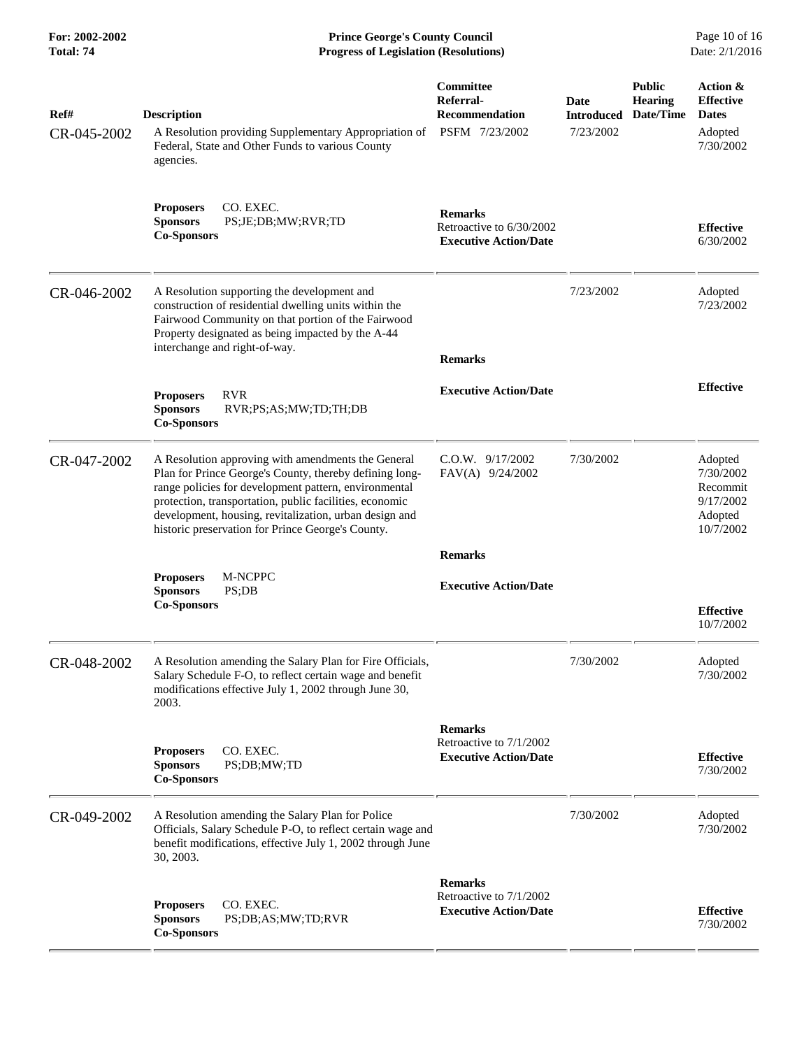| Ref# | Description | Committee Referral-Recommendation | Date Introduced | Public Hearing Date/Time | Action & Effective Dates |
|---|---|---|---|---|---|
| CR-045-2002 | A Resolution providing Supplementary Appropriation of Federal, State and Other Funds to various County agencies. | PSFM 7/23/2002 | 7/23/2002 | | Adopted 7/30/2002 |
| | **Proposers** CO. EXEC.<br>**Sponsors** PS;JE;DB;MW;RVR;TD<br>**Co-Sponsors** | **Remarks**<br>Retroactive to 6/30/2002<br>**Executive Action/Date** | | | **Effective** 6/30/2002 |
| CR-046-2002 | A Resolution supporting the development and construction of residential dwelling units within the Fairwood Community on that portion of the Fairwood Property designated as being impacted by the A-44 interchange and right-of-way. | | 7/23/2002 | | Adopted 7/23/2002 |
| | **Proposers** RVR<br>**Sponsors** RVR;PS;AS;MW;TD;TH;DB<br>**Co-Sponsors** | **Remarks**<br>**Executive Action/Date** | | | **Effective** |
| CR-047-2002 | A Resolution approving with amendments the General Plan for Prince George's County, thereby defining long-range policies for development pattern, environmental protection, transportation, public facilities, economic development, housing, revitalization, urban design and historic preservation for Prince George's County. | C.O.W. 9/17/2002<br>FAV(A) 9/24/2002 | 7/30/2002 | | Adopted 7/30/2002<br>Recommit 9/17/2002<br>Adopted 10/7/2002 |
| | **Proposers** M-NCPPC<br>**Sponsors** PS;DB<br>**Co-Sponsors** | **Remarks**<br>**Executive Action/Date** | | | **Effective** 10/7/2002 |
| CR-048-2002 | A Resolution amending the Salary Plan for Fire Officials, Salary Schedule F-O, to reflect certain wage and benefit modifications effective July 1, 2002 through June 30, 2003. | | 7/30/2002 | | Adopted 7/30/2002 |
| | **Proposers** CO. EXEC.<br>**Sponsors** PS;DB;MW;TD<br>**Co-Sponsors** | **Remarks**<br>Retroactive to 7/1/2002<br>**Executive Action/Date** | | | **Effective** 7/30/2002 |
| CR-049-2002 | A Resolution amending the Salary Plan for Police Officials, Salary Schedule P-O, to reflect certain wage and benefit modifications, effective July 1, 2002 through June 30, 2003. | | 7/30/2002 | | Adopted 7/30/2002 |
| | **Proposers** CO. EXEC.<br>**Sponsors** PS;DB;AS;MW;TD;RVR<br>**Co-Sponsors** | **Remarks**<br>Retroactive to 7/1/2002<br>**Executive Action/Date** | | | **Effective** 7/30/2002 |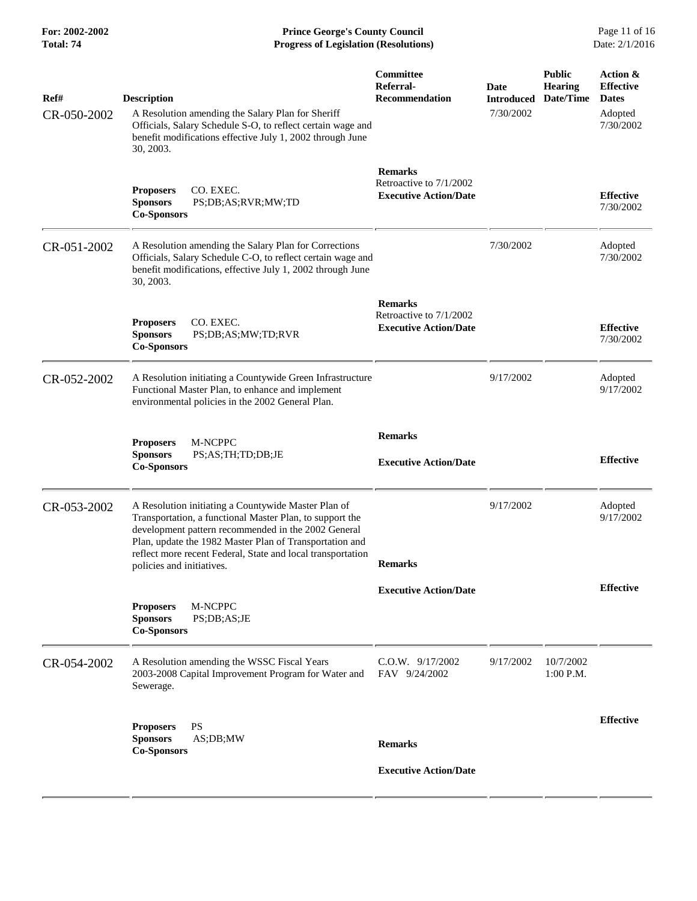| Ref# | Description | Committee Referral-Recommendation | Date Introduced | Public Hearing Date/Time | Action & Effective Dates |
|---|---|---|---|---|---|
| CR-050-2002 | A Resolution amending the Salary Plan for Sheriff Officials, Salary Schedule S-O, to reflect certain wage and benefit modifications effective July 1, 2002 through June 30, 2003. | | 7/30/2002 | | Adopted 7/30/2002 |
| | **Proposers** CO. EXEC.<br>**Sponsors** PS;DB;AS;RVR;MW;TD<br>**Co-Sponsors** | **Remarks**<br>Retroactive to 7/1/2002<br>**Executive Action/Date** | | | **Effective** 7/30/2002 |
| CR-051-2002 | A Resolution amending the Salary Plan for Corrections Officials, Salary Schedule C-O, to reflect certain wage and benefit modifications, effective July 1, 2002 through June 30, 2003. | | 7/30/2002 | | Adopted 7/30/2002 |
| | **Proposers** CO. EXEC.<br>**Sponsors** PS;DB;AS;MW;TD;RVR<br>**Co-Sponsors** | **Remarks**<br>Retroactive to 7/1/2002<br>**Executive Action/Date** | | | **Effective** 7/30/2002 |
| CR-052-2002 | A Resolution initiating a Countywide Green Infrastructure Functional Master Plan, to enhance and implement environmental policies in the 2002 General Plan. | | 9/17/2002 | | Adopted 9/17/2002 |
| | **Proposers** M-NCPPC<br>**Sponsors** PS;AS;TH;TD;DB;JE<br>**Co-Sponsors** | **Remarks**<br>**Executive Action/Date** | | | **Effective** |
| CR-053-2002 | A Resolution initiating a Countywide Master Plan of Transportation, a functional Master Plan, to support the development pattern recommended in the 2002 General Plan, update the 1982 Master Plan of Transportation and reflect more recent Federal, State and local transportation policies and initiatives. | | 9/17/2002 | | Adopted 9/17/2002 |
| | **Proposers** M-NCPPC<br>**Sponsors** PS;DB;AS;JE<br>**Co-Sponsors** | **Remarks**<br>**Executive Action/Date** | | | **Effective** |
| CR-054-2002 | A Resolution amending the WSSC Fiscal Years 2003-2008 Capital Improvement Program for Water and Sewerage. | C.O.W. 9/17/2002<br>FAV 9/24/2002 | 9/17/2002 | 10/7/2002 1:00 P.M. | |
| | **Proposers** PS<br>**Sponsors** AS;DB;MW<br>**Co-Sponsors** | **Remarks**<br>**Executive Action/Date** | | | **Effective** |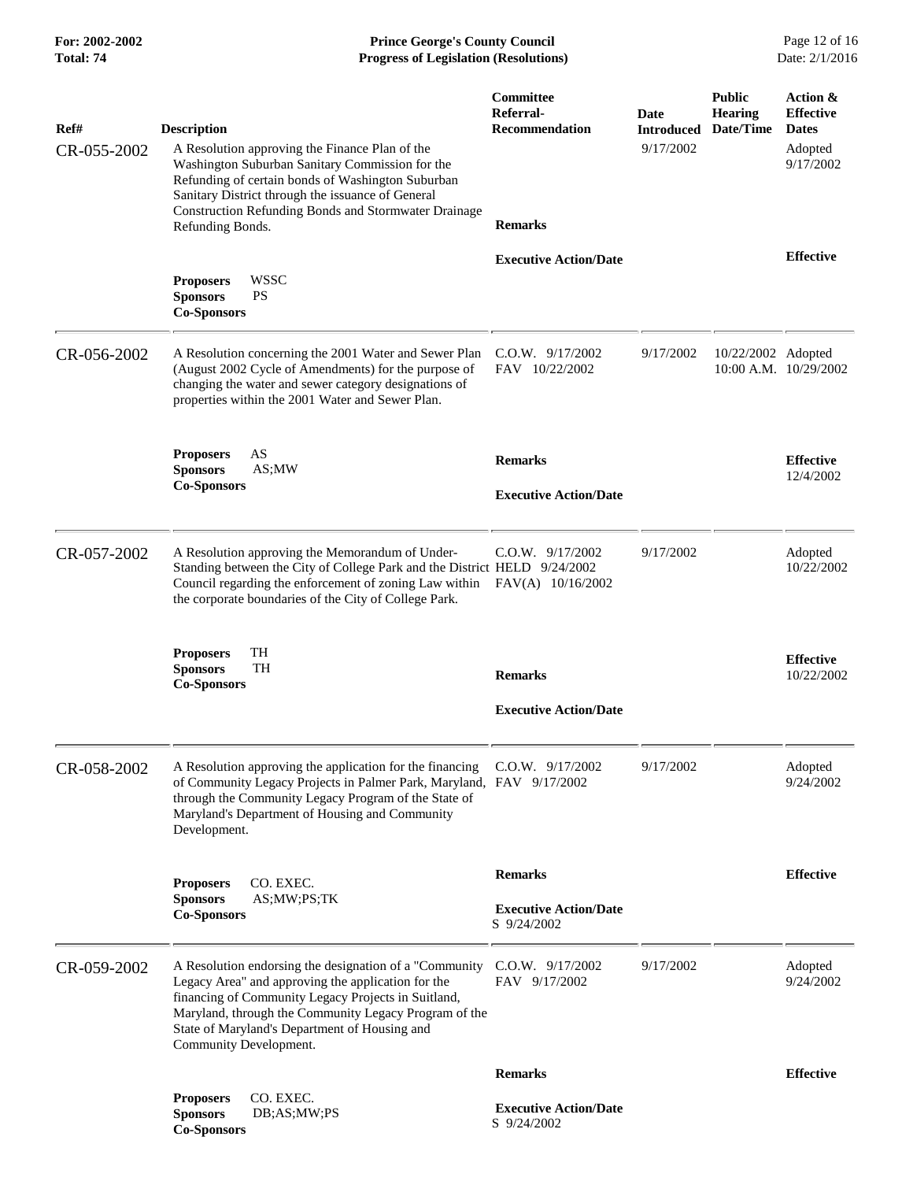| Ref# | Description | Committee Referral-Recommendation | Date Introduced | Public Hearing Date/Time | Action & Effective Dates |
|---|---|---|---|---|---|
| CR-055-2002 | A Resolution approving the Finance Plan of the Washington Suburban Sanitary Commission for the Refunding of certain bonds of Washington Suburban Sanitary District through the issuance of General Construction Refunding Bonds and Stormwater Drainage Refunding Bonds. | | 9/17/2002 | | Adopted 9/17/2002 |
| | **Proposers** WSSC<br>**Sponsors** PS<br>**Co-Sponsors** | **Remarks**<br><br>**Executive Action/Date** | | | **Effective** |
| CR-056-2002 | A Resolution concerning the 2001 Water and Sewer Plan (August 2002 Cycle of Amendments) for the purpose of changing the water and sewer category designations of properties within the 2001 Water and Sewer Plan. | C.O.W. 9/17/2002<br>FAV 10/22/2002 | 9/17/2002 | 10/22/2002 10:00 A.M. | Adopted 10/29/2002 |
| | **Proposers** AS<br>**Sponsors** AS;MW<br>**Co-Sponsors** | **Remarks**<br><br>**Executive Action/Date** | | | **Effective** 12/4/2002 |
| CR-057-2002 | A Resolution approving the Memorandum of Under-Standing between the City of College Park and the District Council regarding the enforcement of zoning Law within the corporate boundaries of the City of College Park. | C.O.W. 9/17/2002<br>HELD 9/24/2002<br>FAV(A) 10/16/2002 | 9/17/2002 | | Adopted 10/22/2002 |
| | **Proposers** TH<br>**Sponsors** TH<br>**Co-Sponsors** | **Remarks**<br><br>**Executive Action/Date** | | | **Effective** 10/22/2002 |
| CR-058-2002 | A Resolution approving the application for the financing of Community Legacy Projects in Palmer Park, Maryland, through the Community Legacy Program of the State of Maryland's Department of Housing and Community Development. | C.O.W. 9/17/2002<br>FAV 9/17/2002 | 9/17/2002 | | Adopted 9/24/2002 |
| | **Proposers** CO. EXEC.<br>**Sponsors** AS;MW;PS;TK<br>**Co-Sponsors** | **Remarks**<br><br>**Executive Action/Date**<br>S 9/24/2002 | | | **Effective** |
| CR-059-2002 | A Resolution endorsing the designation of a "Community Legacy Area" and approving the application for the financing of Community Legacy Projects in Suitland, Maryland, through the Community Legacy Program of the State of Maryland's Department of Housing and Community Development. | C.O.W. 9/17/2002<br>FAV 9/17/2002 | 9/17/2002 | | Adopted 9/24/2002 |
| | **Proposers** CO. EXEC.<br>**Sponsors** DB;AS;MW;PS<br>**Co-Sponsors** | **Remarks**<br><br>**Executive Action/Date**<br>S 9/24/2002 | | | **Effective** |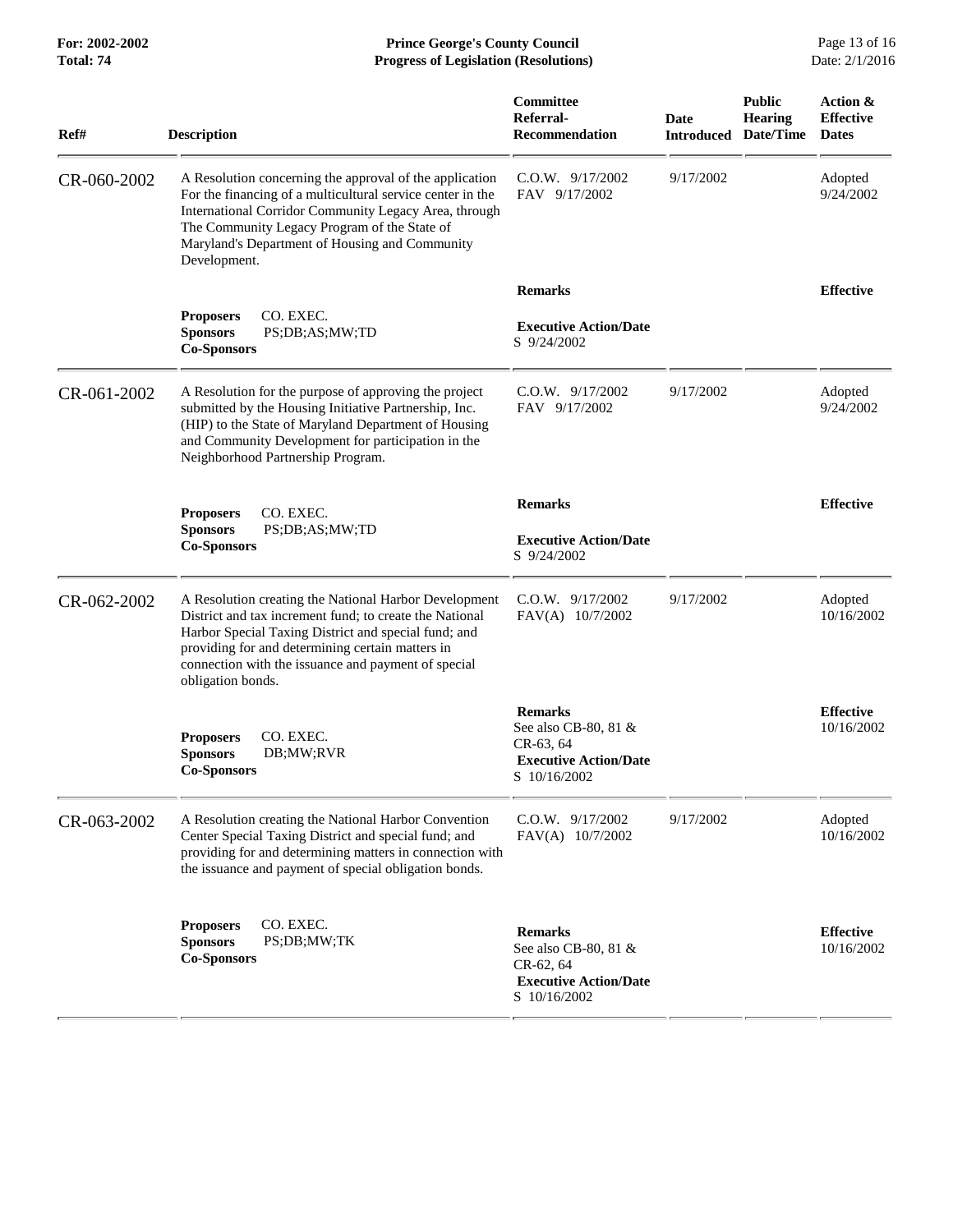| Ref# | Description | Committee Referral-Recommendation | Date Introduced | Public Hearing Date/Time | Action & Effective Dates |
|---|---|---|---|---|---|
| CR-060-2002 | A Resolution concerning the approval of the application For the financing of a multicultural service center in the International Corridor Community Legacy Area, through The Community Legacy Program of the State of Maryland's Department of Housing and Community Development. | C.O.W. 9/17/2002<br>FAV 9/17/2002 | 9/17/2002 | | Adopted<br>9/24/2002 |
| | **Proposers** CO. EXEC.<br>**Sponsors** PS;DB;AS;MW;TD<br>**Co-Sponsors** | **Remarks**<br><br>**Executive Action/Date**<br>S 9/24/2002 | | | **Effective** |
| CR-061-2002 | A Resolution for the purpose of approving the project submitted by the Housing Initiative Partnership, Inc. (HIP) to the State of Maryland Department of Housing and Community Development for participation in the Neighborhood Partnership Program. | C.O.W. 9/17/2002<br>FAV 9/17/2002 | 9/17/2002 | | Adopted<br>9/24/2002 |
| | **Proposers** CO. EXEC.<br>**Sponsors** PS;DB;AS;MW;TD<br>**Co-Sponsors** | **Remarks**<br><br>**Executive Action/Date**<br>S 9/24/2002 | | | **Effective** |
| CR-062-2002 | A Resolution creating the National Harbor Development District and tax increment fund; to create the National Harbor Special Taxing District and special fund; and providing for and determining certain matters in connection with the issuance and payment of special obligation bonds. | C.O.W. 9/17/2002<br>FAV(A) 10/7/2002 | 9/17/2002 | | Adopted<br>10/16/2002 |
| | **Proposers** CO. EXEC.<br>**Sponsors** DB;MW;RVR<br>**Co-Sponsors** | **Remarks**<br>See also CB-80, 81 & CR-63, 64<br>**Executive Action/Date**<br>S 10/16/2002 | | | **Effective**<br>10/16/2002 |
| CR-063-2002 | A Resolution creating the National Harbor Convention Center Special Taxing District and special fund; and providing for and determining matters in connection with the issuance and payment of special obligation bonds. | C.O.W. 9/17/2002<br>FAV(A) 10/7/2002 | 9/17/2002 | | Adopted<br>10/16/2002 |
| | **Proposers** CO. EXEC.<br>**Sponsors** PS;DB;MW;TK<br>**Co-Sponsors** | **Remarks**<br>See also CB-80, 81 & CR-62, 64<br>**Executive Action/Date**<br>S 10/16/2002 | | | **Effective**<br>10/16/2002 |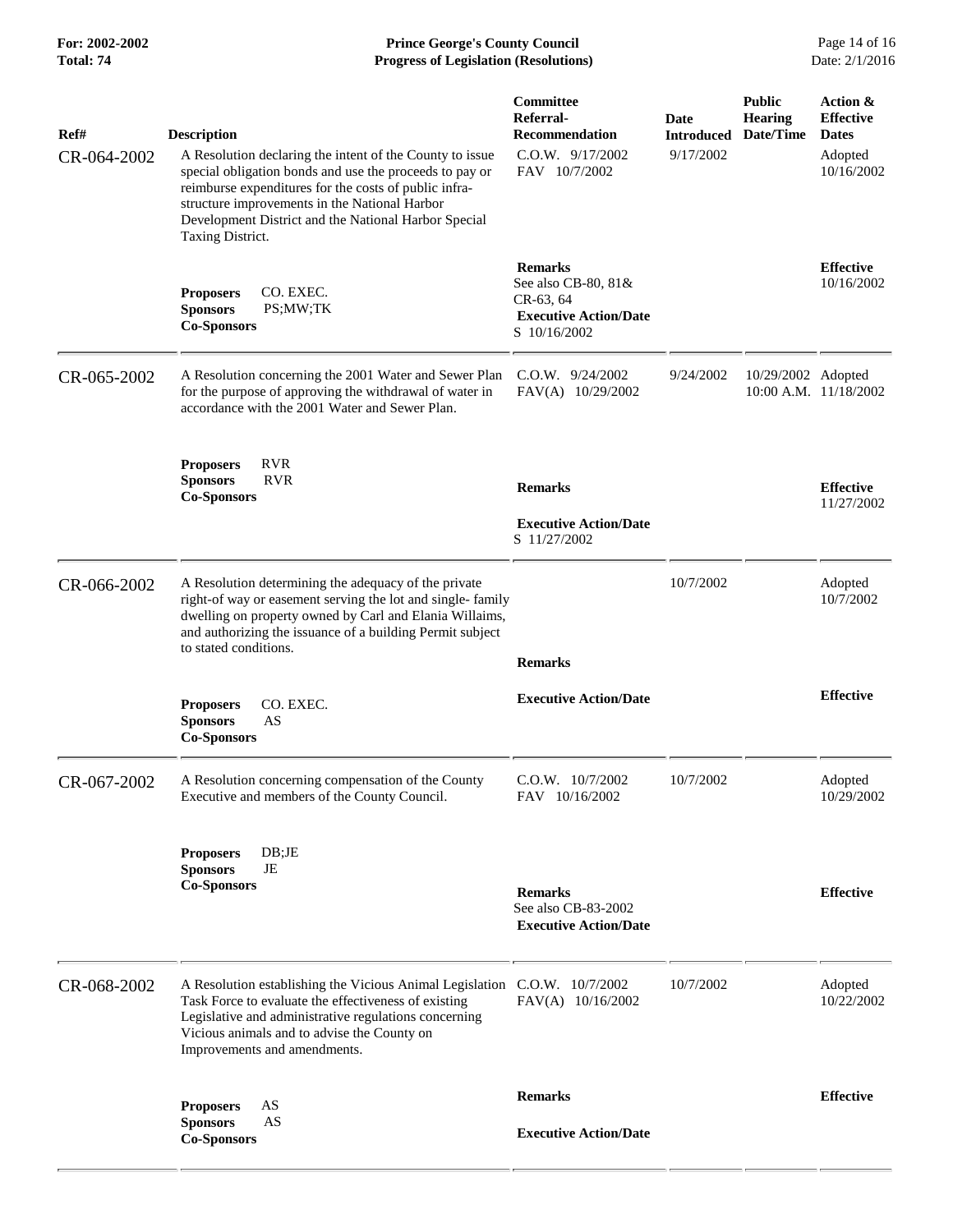| Ref# | Description | Committee Referral-Recommendation | Date Introduced | Public Hearing Date/Time | Action & Effective Dates |
|---|---|---|---|---|---|
| CR-064-2002 | A Resolution declaring the intent of the County to issue special obligation bonds and use the proceeds to pay or reimburse expenditures for the costs of public infra-structure improvements in the National Harbor Development District and the National Harbor Special Taxing District. | C.O.W. 9/17/2002<br>FAV 10/7/2002 | 9/17/2002 | | Adopted 10/16/2002 |
| | **Proposers** CO. EXEC.<br>**Sponsors** PS;MW;TK<br>**Co-Sponsors** | **Remarks**<br>See also CB-80, 81& CR-63, 64<br>**Executive Action/Date**<br>S 10/16/2002 | | | **Effective**<br>10/16/2002 |
| CR-065-2002 | A Resolution concerning the 2001 Water and Sewer Plan for the purpose of approving the withdrawal of water in accordance with the 2001 Water and Sewer Plan. | C.O.W. 9/24/2002<br>FAV(A) 10/29/2002 | 9/24/2002 | 10/29/2002 10:00 A.M. | Adopted 11/18/2002 |
| | **Proposers** RVR<br>**Sponsors** RVR<br>**Co-Sponsors** | **Remarks**<br>**Executive Action/Date**<br>S 11/27/2002 | | | **Effective**<br>11/27/2002 |
| CR-066-2002 | A Resolution determining the adequacy of the private right-of way or easement serving the lot and single- family dwelling on property owned by Carl and Elania Willaims, and authorizing the issuance of a building Permit subject to stated conditions. | | 10/7/2002 | | Adopted 10/7/2002 |
| | **Proposers** CO. EXEC.<br>**Sponsors** AS<br>**Co-Sponsors** | **Remarks**<br>**Executive Action/Date** | | | **Effective** |
| CR-067-2002 | A Resolution concerning compensation of the County Executive and members of the County Council. | C.O.W. 10/7/2002<br>FAV 10/16/2002 | 10/7/2002 | | Adopted 10/29/2002 |
| | **Proposers** DB;JE<br>**Sponsors** JE<br>**Co-Sponsors** | **Remarks**<br>See also CB-83-2002<br>**Executive Action/Date** | | | **Effective** |
| CR-068-2002 | A Resolution establishing the Vicious Animal Legislation Task Force to evaluate the effectiveness of existing Legislative and administrative regulations concerning Vicious animals and to advise the County on Improvements and amendments. | C.O.W. 10/7/2002<br>FAV(A) 10/16/2002 | 10/7/2002 | | Adopted 10/22/2002 |
| | **Proposers** AS<br>**Sponsors** AS<br>**Co-Sponsors** | **Remarks**<br>**Executive Action/Date** | | | **Effective** |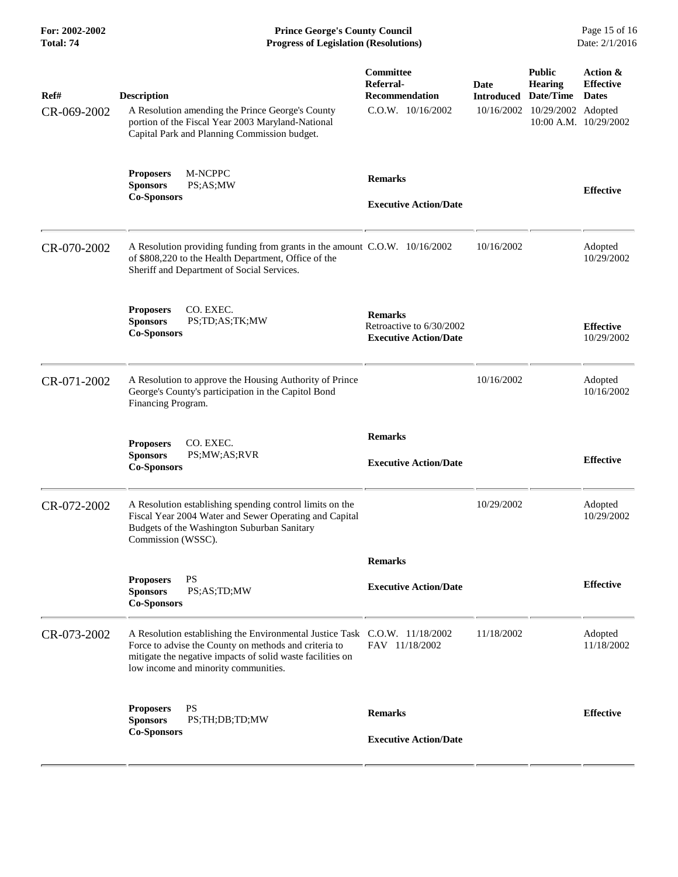| Ref# | Description | Committee Referral-Recommendation | Date Introduced | Public Hearing Date/Time | Action & Effective Dates |
|---|---|---|---|---|---|
| CR-069-2002 | A Resolution amending the Prince George's County portion of the Fiscal Year 2003 Maryland-National Capital Park and Planning Commission budget. | C.O.W. 10/16/2002 | 10/16/2002 | 10/29/2002 10:00 A.M. | Adopted 10/29/2002 |
| | **Proposers** M-NCPPC<br>**Sponsors** PS;AS;MW<br>**Co-Sponsors** | **Remarks**<br><br>**Executive Action/Date** | | | **Effective** |
| CR-070-2002 | A Resolution providing funding from grants in the amount of $808,220 to the Health Department, Office of the Sheriff and Department of Social Services. | C.O.W. 10/16/2002 | 10/16/2002 | | Adopted 10/29/2002 |
| | **Proposers** CO. EXEC.<br>**Sponsors** PS;TD;AS;TK;MW<br>**Co-Sponsors** | **Remarks**<br>Retroactive to 6/30/2002<br>**Executive Action/Date** | | | **Effective** 10/29/2002 |
| CR-071-2002 | A Resolution to approve the Housing Authority of Prince George's County's participation in the Capitol Bond Financing Program. | | 10/16/2002 | | Adopted 10/16/2002 |
| | **Proposers** CO. EXEC.<br>**Sponsors** PS;MW;AS;RVR<br>**Co-Sponsors** | **Remarks**<br><br>**Executive Action/Date** | | | **Effective** |
| CR-072-2002 | A Resolution establishing spending control limits on the Fiscal Year 2004 Water and Sewer Operating and Capital Budgets of the Washington Suburban Sanitary Commission (WSSC). | | 10/29/2002 | | Adopted 10/29/2002 |
| | **Proposers** PS<br>**Sponsors** PS;AS;TD;MW<br>**Co-Sponsors** | **Remarks**<br><br>**Executive Action/Date** | | | **Effective** |
| CR-073-2002 | A Resolution establishing the Environmental Justice Task Force to advise the County on methods and criteria to mitigate the negative impacts of solid waste facilities on low income and minority communities. | C.O.W. 11/18/2002<br>FAV 11/18/2002 | 11/18/2002 | | Adopted 11/18/2002 |
| | **Proposers** PS<br>**Sponsors** PS;TH;DB;TD;MW<br>**Co-Sponsors** | **Remarks**<br><br>**Executive Action/Date** | | | **Effective** |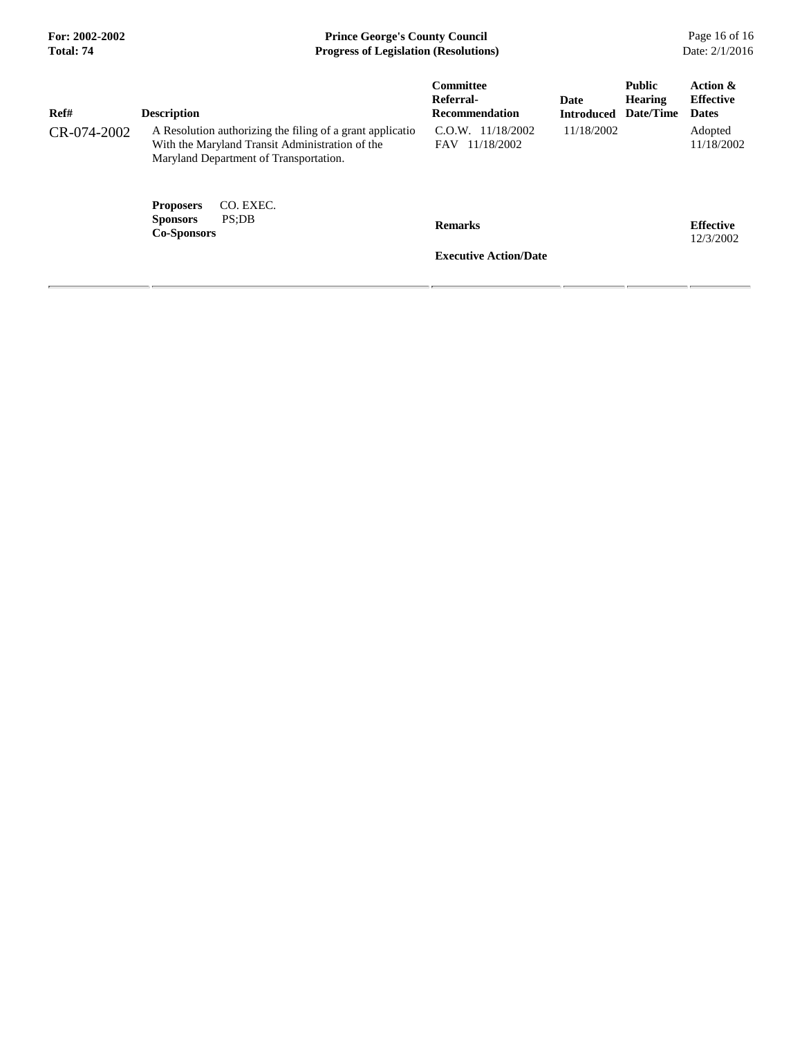**For: 2002-2002**
**Total: 74**

**Prince George's County Council**
**Progress of Legislation (Resolutions)**

Date: 2/1/2016

| Ref# | Description | Committee Referral-Recommendation | Date Introduced | Public Hearing Date/Time | Action & Effective Dates |
|---|---|---|---|---|---|
| CR-074-2002 | A Resolution authorizing the filing of a grant applicatio With the Maryland Transit Administration of the Maryland Department of Transportation. | C.O.W. 11/18/2002<br>FAV 11/18/2002 | 11/18/2002 | | Adopted 11/18/2002 |
| | **Proposers** CO. EXEC.<br>**Sponsors** PS;DB<br>**Co-Sponsors** | **Remarks**<br><br>**Executive Action/Date** | | | **Effective** 12/3/2002 |